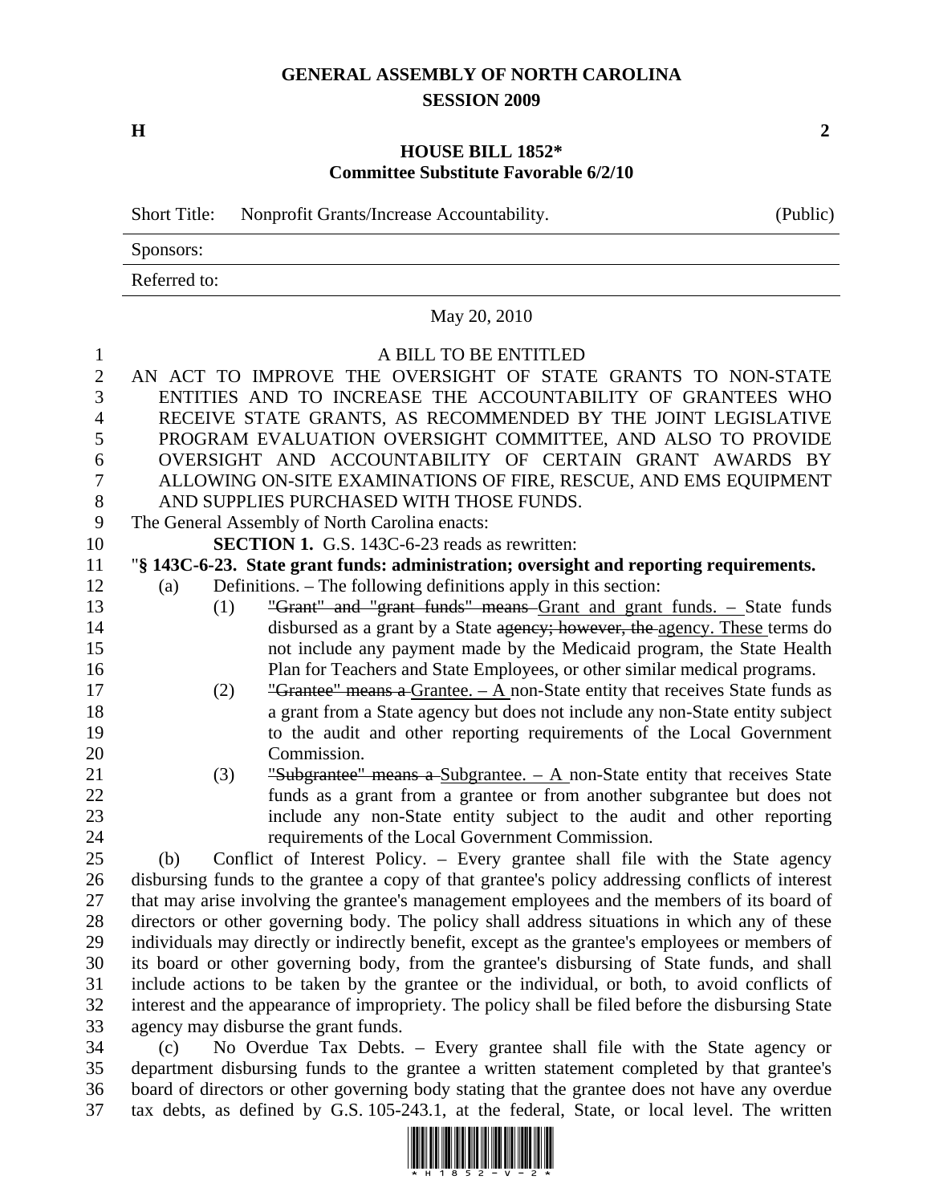# GENERAL ASSEMBLY OF NORTH CAROLINA
## SESSION 2009

**H** **2**

## HOUSE BILL 1852*
**Committee Substitute Favorable 6/2/10**

Short Title: Nonprofit Grants/Increase Accountability. (Public)

Sponsors:

Referred to:

May 20, 2010

A BILL TO BE ENTITLED

AN ACT TO IMPROVE THE OVERSIGHT OF STATE GRANTS TO NON-STATE ENTITIES AND TO INCREASE THE ACCOUNTABILITY OF GRANTEES WHO RECEIVE STATE GRANTS, AS RECOMMENDED BY THE JOINT LEGISLATIVE PROGRAM EVALUATION OVERSIGHT COMMITTEE, AND ALSO TO PROVIDE OVERSIGHT AND ACCOUNTABILITY OF CERTAIN GRANT AWARDS BY ALLOWING ON-SITE EXAMINATIONS OF FIRE, RESCUE, AND EMS EQUIPMENT AND SUPPLIES PURCHASED WITH THOSE FUNDS.

The General Assembly of North Carolina enacts:

**SECTION 1.** G.S. 143C-6-23 reads as rewritten:

"**§ 143C-6-23. State grant funds: administration; oversight and reporting requirements.**

(a) Definitions. – The following definitions apply in this section:

(1) ~~"Grant" and "grant funds" means~~ Grant and grant funds. – State funds disbursed as a grant by a State ~~agency; however, the~~ agency. These terms do not include any payment made by the Medicaid program, the State Health Plan for Teachers and State Employees, or other similar medical programs.

(2) ~~"Grantee" means a~~ Grantee. – A non-State entity that receives State funds as a grant from a State agency but does not include any non-State entity subject to the audit and other reporting requirements of the Local Government Commission.

(3) ~~"Subgrantee" means a~~ Subgrantee. – A non-State entity that receives State funds as a grant from a grantee or from another subgrantee but does not include any non-State entity subject to the audit and other reporting requirements of the Local Government Commission.

(b) Conflict of Interest Policy. – Every grantee shall file with the State agency disbursing funds to the grantee a copy of that grantee's policy addressing conflicts of interest that may arise involving the grantee's management employees and the members of its board of directors or other governing body. The policy shall address situations in which any of these individuals may directly or indirectly benefit, except as the grantee's employees or members of its board or other governing body, from the grantee's disbursing of State funds, and shall include actions to be taken by the grantee or the individual, or both, to avoid conflicts of interest and the appearance of impropriety. The policy shall be filed before the disbursing State agency may disburse the grant funds.

(c) No Overdue Tax Debts. – Every grantee shall file with the State agency or department disbursing funds to the grantee a written statement completed by that grantee's board of directors or other governing body stating that the grantee does not have any overdue tax debts, as defined by G.S. 105-243.1, at the federal, State, or local level. The written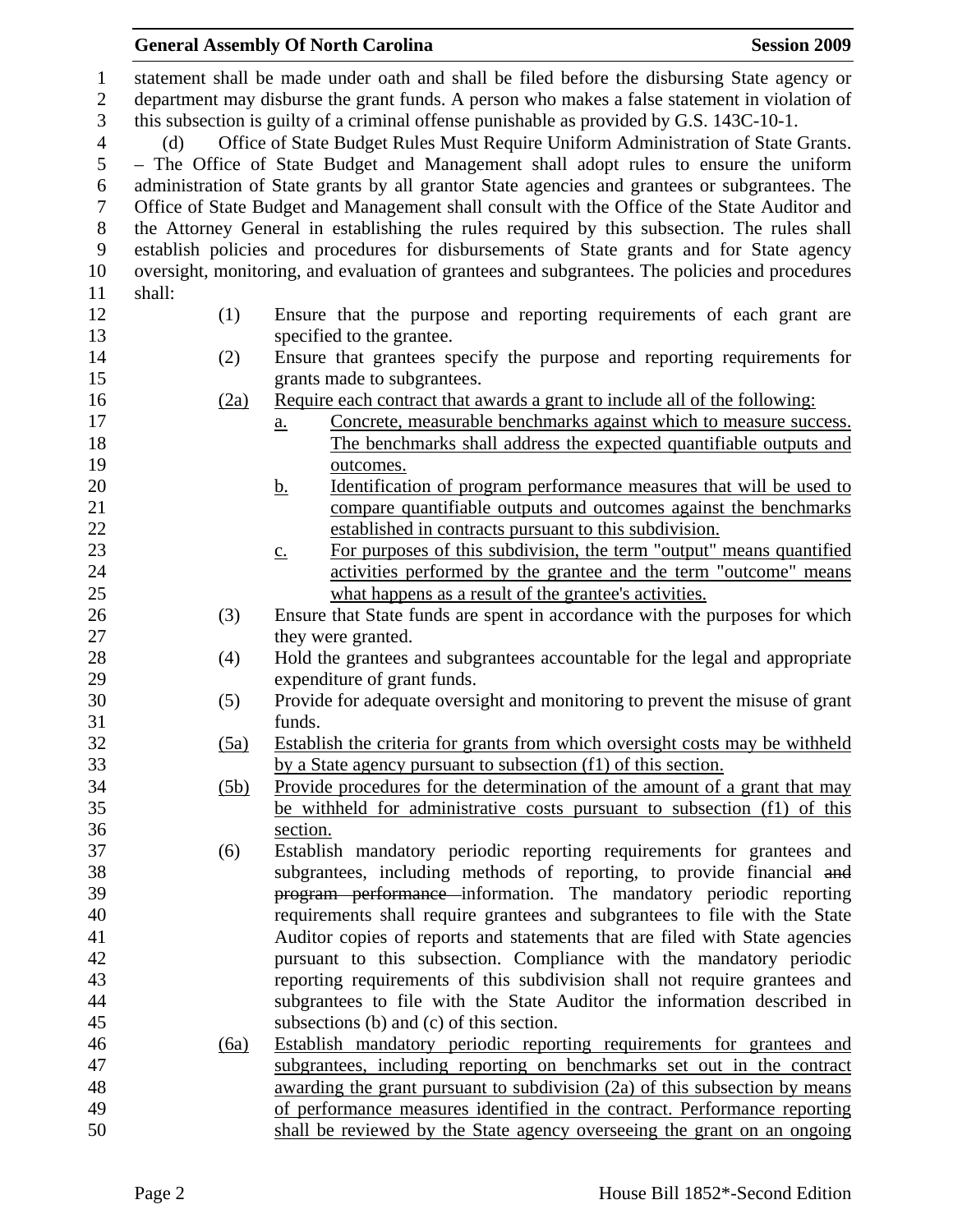statement shall be made under oath and shall be filed before the disbursing State agency or department may disburse the grant funds. A person who makes a false statement in violation of this subsection is guilty of a criminal offense punishable as provided by G.S. 143C-10-1.

(d) Office of State Budget Rules Must Require Uniform Administration of State Grants. – The Office of State Budget and Management shall adopt rules to ensure the uniform administration of State grants by all grantor State agencies and grantees or subgrantees. The Office of State Budget and Management shall consult with the Office of the State Auditor and the Attorney General in establishing the rules required by this subsection. The rules shall establish policies and procedures for disbursements of State grants and for State agency oversight, monitoring, and evaluation of grantees and subgrantees. The policies and procedures shall:

(1) Ensure that the purpose and reporting requirements of each grant are specified to the grantee.

(2) Ensure that grantees specify the purpose and reporting requirements for grants made to subgrantees.

(2a) Require each contract that awards a grant to include all of the following:

a. Concrete, measurable benchmarks against which to measure success. The benchmarks shall address the expected quantifiable outputs and outcomes.

b. Identification of program performance measures that will be used to compare quantifiable outputs and outcomes against the benchmarks established in contracts pursuant to this subdivision.

c. For purposes of this subdivision, the term "output" means quantified activities performed by the grantee and the term "outcome" means what happens as a result of the grantee's activities.

(3) Ensure that State funds are spent in accordance with the purposes for which they were granted.

(4) Hold the grantees and subgrantees accountable for the legal and appropriate expenditure of grant funds.

(5) Provide for adequate oversight and monitoring to prevent the misuse of grant funds.

(5a) Establish the criteria for grants from which oversight costs may be withheld by a State agency pursuant to subsection (f1) of this section.

(5b) Provide procedures for the determination of the amount of a grant that may be withheld for administrative costs pursuant to subsection (f1) of this section.

(6) Establish mandatory periodic reporting requirements for grantees and subgrantees, including methods of reporting, to provide financial ~~and program performance~~ information. The mandatory periodic reporting requirements shall require grantees and subgrantees to file with the State Auditor copies of reports and statements that are filed with State agencies pursuant to this subsection. Compliance with the mandatory periodic reporting requirements of this subdivision shall not require grantees and subgrantees to file with the State Auditor the information described in subsections (b) and (c) of this section.

(6a) Establish mandatory periodic reporting requirements for grantees and subgrantees, including reporting on benchmarks set out in the contract awarding the grant pursuant to subdivision (2a) of this subsection by means of performance measures identified in the contract. Performance reporting shall be reviewed by the State agency overseeing the grant on an ongoing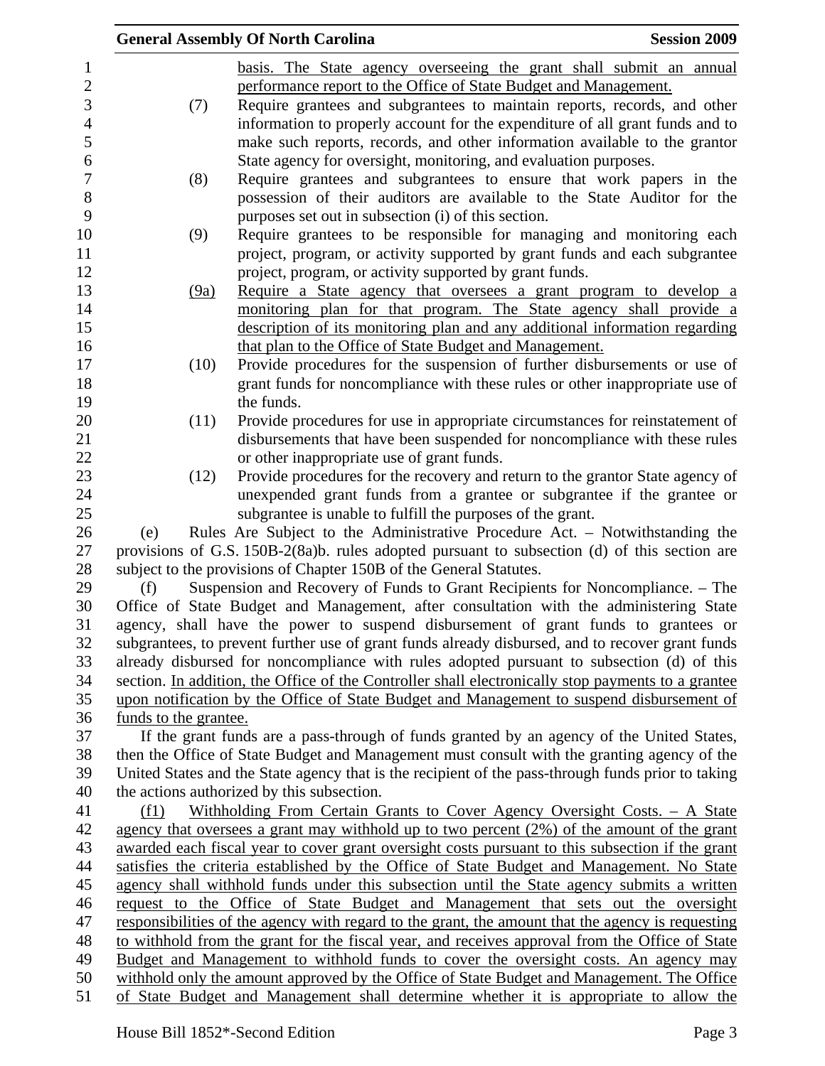basis. The State agency overseeing the grant shall submit an annual performance report to the Office of State Budget and Management.

(7) Require grantees and subgrantees to maintain reports, records, and other information to properly account for the expenditure of all grant funds and to make such reports, records, and other information available to the grantor State agency for oversight, monitoring, and evaluation purposes.

(8) Require grantees and subgrantees to ensure that work papers in the possession of their auditors are available to the State Auditor for the purposes set out in subsection (i) of this section.

(9) Require grantees to be responsible for managing and monitoring each project, program, or activity supported by grant funds and each subgrantee project, program, or activity supported by grant funds.

(9a) Require a State agency that oversees a grant program to develop a monitoring plan for that program. The State agency shall provide a description of its monitoring plan and any additional information regarding that plan to the Office of State Budget and Management.

(10) Provide procedures for the suspension of further disbursements or use of grant funds for noncompliance with these rules or other inappropriate use of the funds.

(11) Provide procedures for use in appropriate circumstances for reinstatement of disbursements that have been suspended for noncompliance with these rules or other inappropriate use of grant funds.

(12) Provide procedures for the recovery and return to the grantor State agency of unexpended grant funds from a grantee or subgrantee if the grantee or subgrantee is unable to fulfill the purposes of the grant.

(e) Rules Are Subject to the Administrative Procedure Act. – Notwithstanding the provisions of G.S. 150B-2(8a)b. rules adopted pursuant to subsection (d) of this section are subject to the provisions of Chapter 150B of the General Statutes.

(f) Suspension and Recovery of Funds to Grant Recipients for Noncompliance. – The Office of State Budget and Management, after consultation with the administering State agency, shall have the power to suspend disbursement of grant funds to grantees or subgrantees, to prevent further use of grant funds already disbursed, and to recover grant funds already disbursed for noncompliance with rules adopted pursuant to subsection (d) of this section. In addition, the Office of the Controller shall electronically stop payments to a grantee upon notification by the Office of State Budget and Management to suspend disbursement of funds to the grantee.

If the grant funds are a pass-through of funds granted by an agency of the United States, then the Office of State Budget and Management must consult with the granting agency of the United States and the State agency that is the recipient of the pass-through funds prior to taking the actions authorized by this subsection.

(f1) Withholding From Certain Grants to Cover Agency Oversight Costs. – A State agency that oversees a grant may withhold up to two percent (2%) of the amount of the grant awarded each fiscal year to cover grant oversight costs pursuant to this subsection if the grant satisfies the criteria established by the Office of State Budget and Management. No State agency shall withhold funds under this subsection until the State agency submits a written request to the Office of State Budget and Management that sets out the oversight responsibilities of the agency with regard to the grant, the amount that the agency is requesting to withhold from the grant for the fiscal year, and receives approval from the Office of State Budget and Management to withhold funds to cover the oversight costs. An agency may withhold only the amount approved by the Office of State Budget and Management. The Office of State Budget and Management shall determine whether it is appropriate to allow the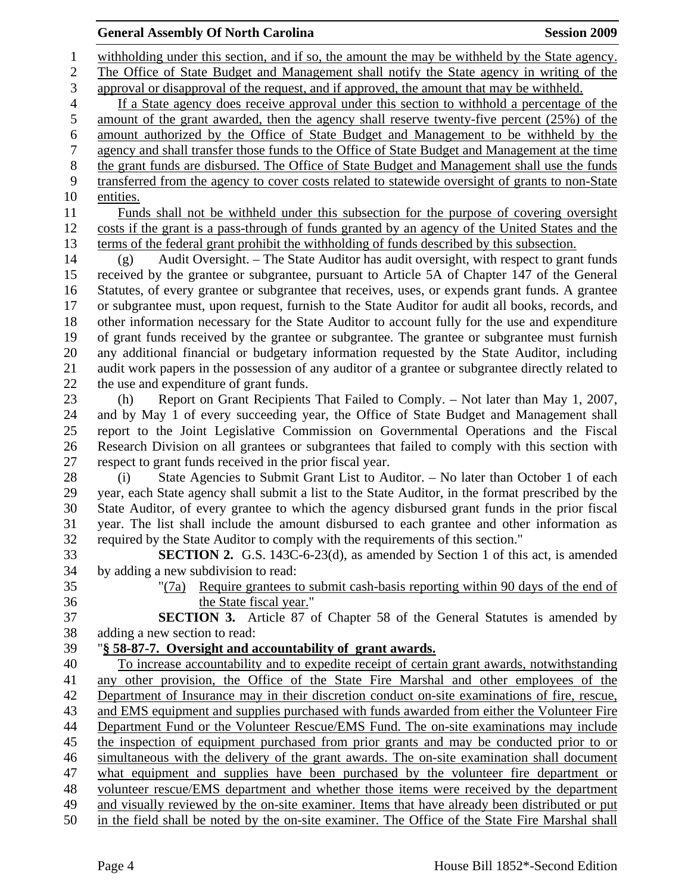withholding under this section, and if so, the amount the may be withheld by the State agency. The Office of State Budget and Management shall notify the State agency in writing of the approval or disapproval of the request, and if approved, the amount that may be withheld.

If a State agency does receive approval under this section to withhold a percentage of the amount of the grant awarded, then the agency shall reserve twenty-five percent (25%) of the amount authorized by the Office of State Budget and Management to be withheld by the agency and shall transfer those funds to the Office of State Budget and Management at the time the grant funds are disbursed. The Office of State Budget and Management shall use the funds transferred from the agency to cover costs related to statewide oversight of grants to non-State entities.

Funds shall not be withheld under this subsection for the purpose of covering oversight costs if the grant is a pass-through of funds granted by an agency of the United States and the terms of the federal grant prohibit the withholding of funds described by this subsection.

(g) Audit Oversight. – The State Auditor has audit oversight, with respect to grant funds received by the grantee or subgrantee, pursuant to Article 5A of Chapter 147 of the General Statutes, of every grantee or subgrantee that receives, uses, or expends grant funds. A grantee or subgrantee must, upon request, furnish to the State Auditor for audit all books, records, and other information necessary for the State Auditor to account fully for the use and expenditure of grant funds received by the grantee or subgrantee. The grantee or subgrantee must furnish any additional financial or budgetary information requested by the State Auditor, including audit work papers in the possession of any auditor of a grantee or subgrantee directly related to the use and expenditure of grant funds.

(h) Report on Grant Recipients That Failed to Comply. – Not later than May 1, 2007, and by May 1 of every succeeding year, the Office of State Budget and Management shall report to the Joint Legislative Commission on Governmental Operations and the Fiscal Research Division on all grantees or subgrantees that failed to comply with this section with respect to grant funds received in the prior fiscal year.

(i) State Agencies to Submit Grant List to Auditor. – No later than October 1 of each year, each State agency shall submit a list to the State Auditor, in the format prescribed by the State Auditor, of every grantee to which the agency disbursed grant funds in the prior fiscal year. The list shall include the amount disbursed to each grantee and other information as required by the State Auditor to comply with the requirements of this section."

**SECTION 2.** G.S. 143C-6-23(d), as amended by Section 1 of this act, is amended by adding a new subdivision to read:

"(7a) Require grantees to submit cash-basis reporting within 90 days of the end of the State fiscal year."

**SECTION 3.** Article 87 of Chapter 58 of the General Statutes is amended by adding a new section to read:

"**§ 58-87-7. Oversight and accountability of grant awards.**

To increase accountability and to expedite receipt of certain grant awards, notwithstanding any other provision, the Office of the State Fire Marshal and other employees of the Department of Insurance may in their discretion conduct on-site examinations of fire, rescue, and EMS equipment and supplies purchased with funds awarded from either the Volunteer Fire Department Fund or the Volunteer Rescue/EMS Fund. The on-site examinations may include the inspection of equipment purchased from prior grants and may be conducted prior to or simultaneous with the delivery of the grant awards. The on-site examination shall document what equipment and supplies have been purchased by the volunteer fire department or volunteer rescue/EMS department and whether those items were received by the department and visually reviewed by the on-site examiner. Items that have already been distributed or put in the field shall be noted by the on-site examiner. The Office of the State Fire Marshal shall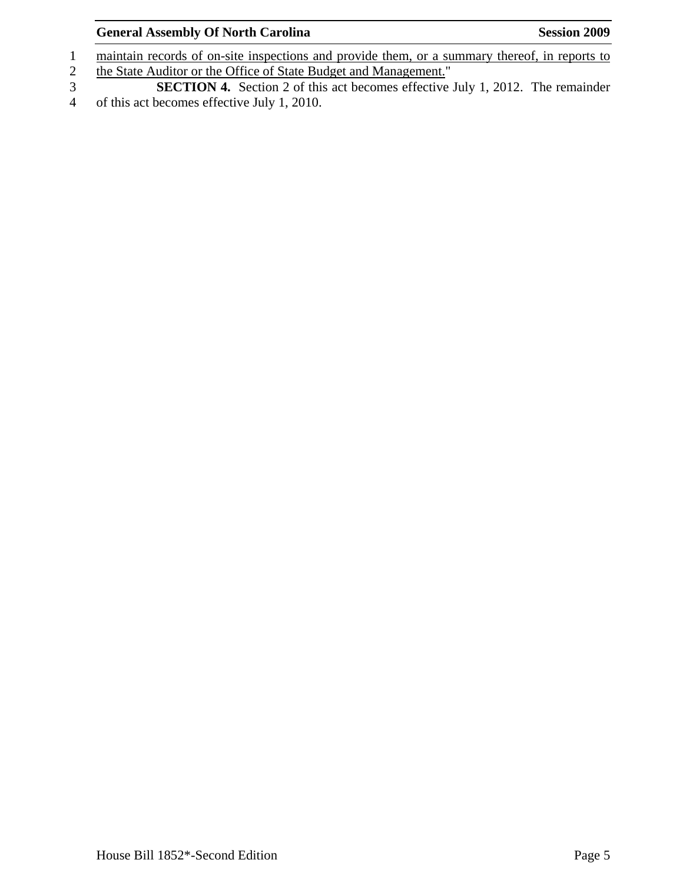maintain records of on-site inspections and provide them, or a summary thereof, in reports to the State Auditor or the Office of State Budget and Management."

**SECTION 4.** Section 2 of this act becomes effective July 1, 2012. The remainder of this act becomes effective July 1, 2010.